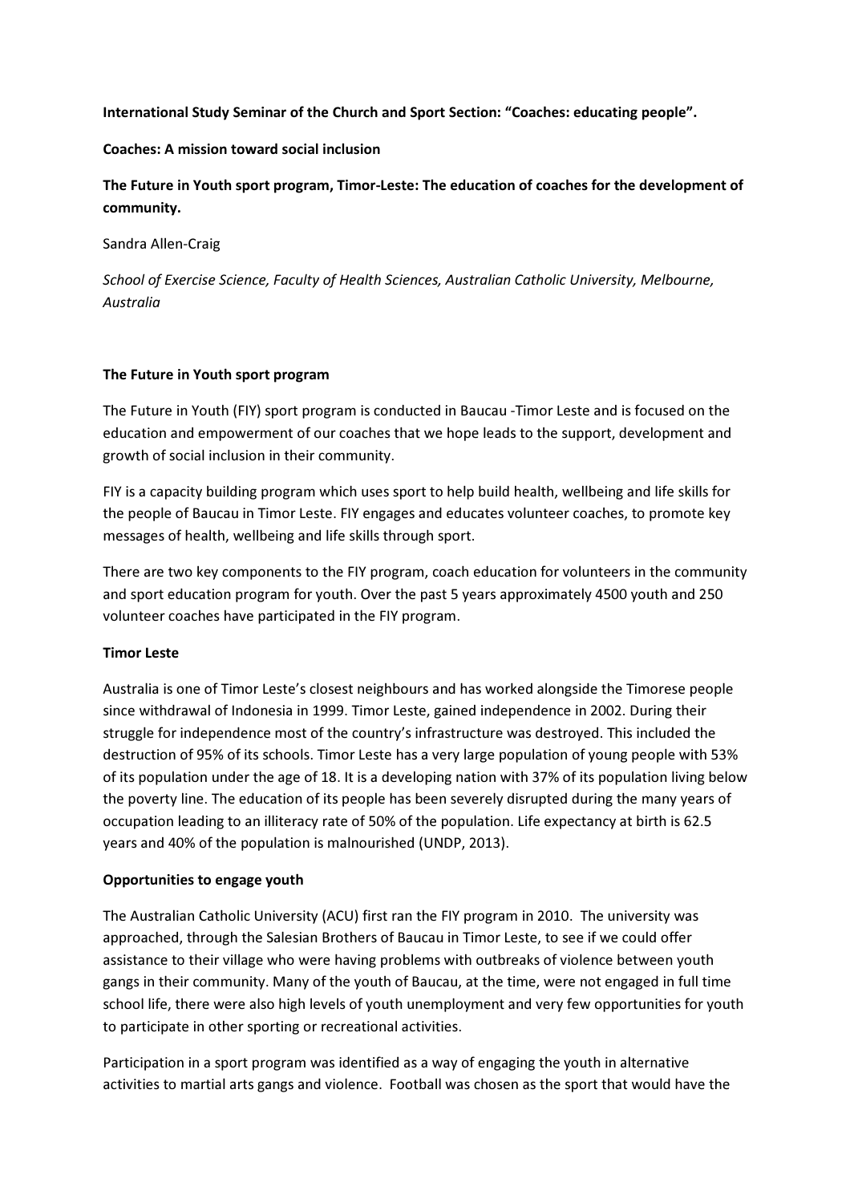**International Study Seminar of the Church and Sport Section: "Coaches: educating people".**

**Coaches: A mission toward social inclusion**

# The Future in Youth sport program, Timor-Leste: The education of coaches for the development of community.

Sandra Allen-Craig

*School of Exercise Science, Faculty of Health Sciences, Australian Catholic University, Melbourne, Australia*

## The Future in Youth sport program

The Future in Youth (FIY) sport program is conducted in Baucau -Timor Leste and is focused on the education and empowerment of our coaches that we hope leads to the support, development and growth of social inclusion in their community.

FIY is a capacity building program which uses sport to help build health, wellbeing and life skills for the people of Baucau in Timor Leste. FIY engages and educates volunteer coaches, to promote key messages of health, wellbeing and life skills through sport.

There are two key components to the FIY program, coach education for volunteers in the community and sport education program for youth. Over the past 5 years approximately 4500 youth and 250 volunteer coaches have participated in the FIY program.

## Timor Leste

Australia is one of Timor Leste's closest neighbours and has worked alongside the Timorese people since withdrawal of Indonesia in 1999. Timor Leste, gained independence in 2002. During their struggle for independence most of the country's infrastructure was destroyed. This included the destruction of 95% of its schools. Timor Leste has a very large population of young people with 53% of its population under the age of 18. It is a developing nation with 37% of its population living below the poverty line. The education of its people has been severely disrupted during the many years of occupation leading to an illiteracy rate of 50% of the population. Life expectancy at birth is 62.5 years and 40% of the population is malnourished (UNDP, 2013).

## Opportunities to engage youth

The Australian Catholic University (ACU) first ran the FIY program in 2010. The university was approached, through the Salesian Brothers of Baucau in Timor Leste, to see if we could offer assistance to their village who were having problems with outbreaks of violence between youth gangs in their community. Many of the youth of Baucau, at the time, were not engaged in full time school life, there were also high levels of youth unemployment and very few opportunities for youth to participate in other sporting or recreational activities.

Participation in a sport program was identified as a way of engaging the youth in alternative activities to martial arts gangs and violence. Football was chosen as the sport that would have the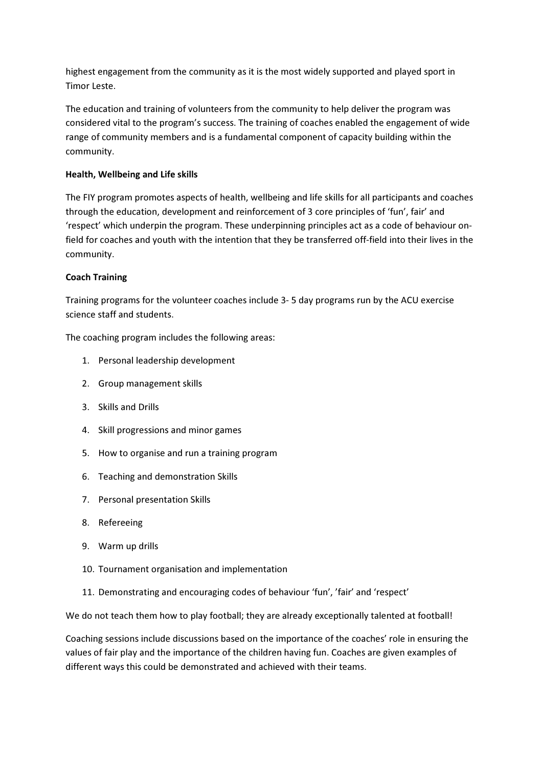highest engagement from the community as it is the most widely supported and played sport in Timor Leste.

The education and training of volunteers from the community to help deliver the program was considered vital to the program's success. The training of coaches enabled the engagement of wide range of community members and is a fundamental component of capacity building within the community.

**Health, Wellbeing and Life skills**

The FIY program promotes aspects of health, wellbeing and life skills for all participants and coaches through the education, development and reinforcement of 3 core principles of 'fun', fair' and 'respect' which underpin the program. These underpinning principles act as a code of behaviour on-field for coaches and youth with the intention that they be transferred off-field into their lives in the community.

**Coach Training**

Training programs for the volunteer coaches include 3- 5 day programs run by the ACU exercise science staff and students.

The coaching program includes the following areas:

1. Personal leadership development
2. Group management skills
3. Skills and Drills
4. Skill progressions and minor games
5. How to organise and run a training program
6. Teaching and demonstration Skills
7. Personal presentation Skills
8. Refereeing
9. Warm up drills
10. Tournament organisation and implementation
11. Demonstrating and encouraging codes of behaviour 'fun', 'fair' and 'respect'

We do not teach them how to play football; they are already exceptionally talented at football!

Coaching sessions include discussions based on the importance of the coaches' role in ensuring the values of fair play and the importance of the children having fun. Coaches are given examples of different ways this could be demonstrated and achieved with their teams.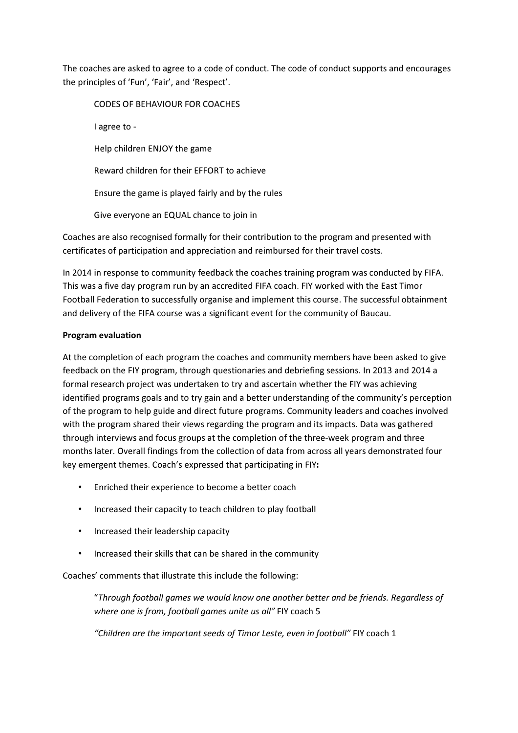The coaches are asked to agree to a code of conduct. The code of conduct supports and encourages the principles of 'Fun', 'Fair', and 'Respect'.

> CODES OF BEHAVIOUR FOR COACHES
>
> I agree to -
>
> Help children ENJOY the game
>
> Reward children for their EFFORT to achieve
>
> Ensure the game is played fairly and by the rules
>
> Give everyone an EQUAL chance to join in

Coaches are also recognised formally for their contribution to the program and presented with certificates of participation and appreciation and reimbursed for their travel costs.

In 2014 in response to community feedback the coaches training program was conducted by FIFA. This was a five day program run by an accredited FIFA coach. FIY worked with the East Timor Football Federation to successfully organise and implement this course. The successful obtainment and delivery of the FIFA course was a significant event for the community of Baucau.

**Program evaluation**

At the completion of each program the coaches and community members have been asked to give feedback on the FIY program, through questionaries and debriefing sessions. In 2013 and 2014 a formal research project was undertaken to try and ascertain whether the FIY was achieving identified programs goals and to try gain and a better understanding of the community's perception of the program to help guide and direct future programs. Community leaders and coaches involved with the program shared their views regarding the program and its impacts. Data was gathered through interviews and focus groups at the completion of the three-week program and three months later. Overall findings from the collection of data from across all years demonstrated four key emergent themes. Coach's expressed that participating in FIY**:**

- Enriched their experience to become a better coach
- Increased their capacity to teach children to play football
- Increased their leadership capacity
- Increased their skills that can be shared in the community

Coaches' comments that illustrate this include the following:

> "*Through football games we would know one another better and be friends. Regardless of where one is from, football games unite us all"* FIY coach 5
>
> *"Children are the important seeds of Timor Leste, even in football"* FIY coach 1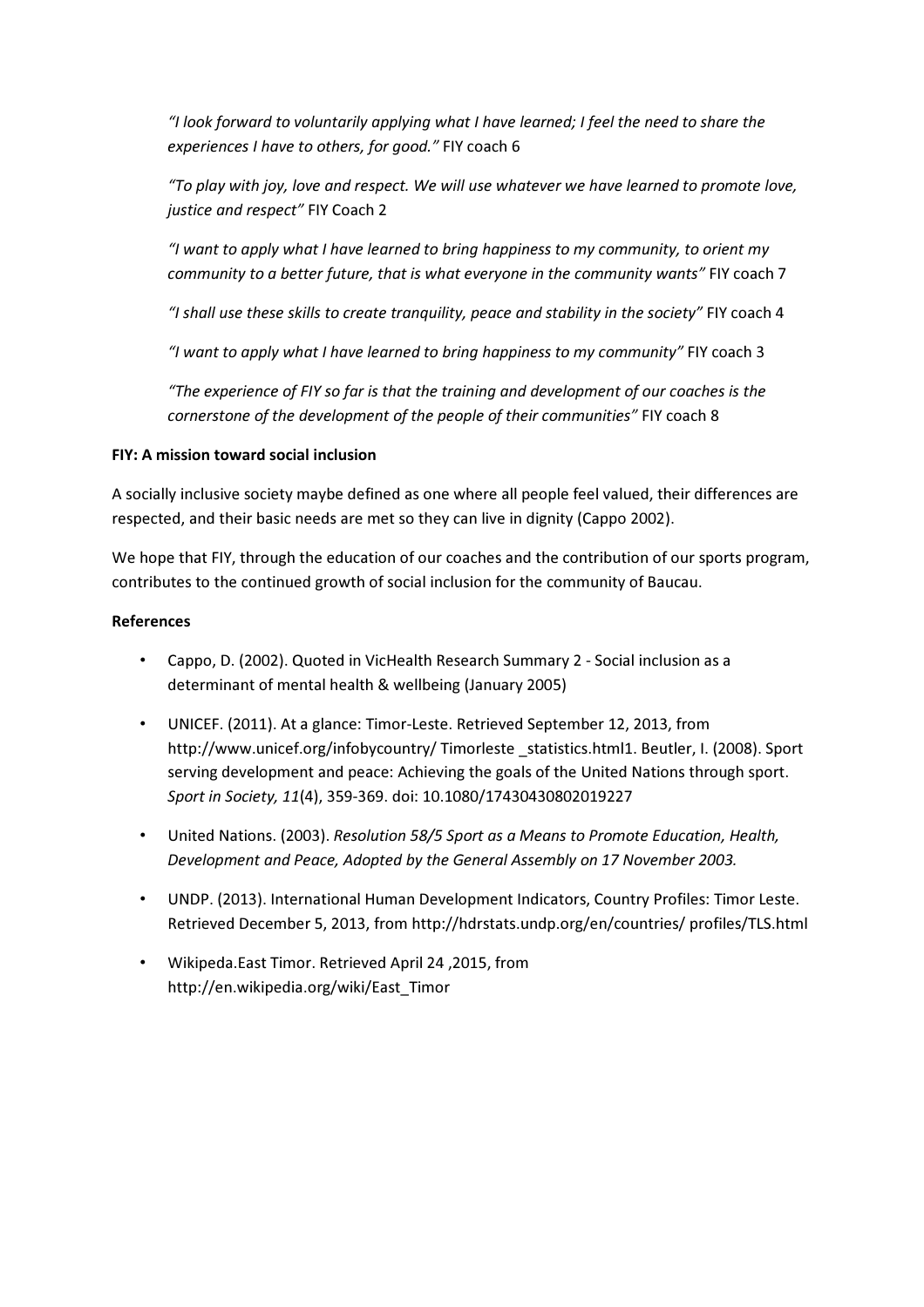*"I look forward to voluntarily applying what I have learned; I feel the need to share the experiences I have to others, for good."* FIY coach 6

*"To play with joy, love and respect. We will use whatever we have learned to promote love, justice and respect"* FIY Coach 2

*"I want to apply what I have learned to bring happiness to my community, to orient my community to a better future, that is what everyone in the community wants"* FIY coach 7

*"I shall use these skills to create tranquility, peace and stability in the society"* FIY coach 4

*"I want to apply what I have learned to bring happiness to my community"* FIY coach 3

*"The experience of FIY so far is that the training and development of our coaches is the cornerstone of the development of the people of their communities"* FIY coach 8

**FIY: A mission toward social inclusion**

A socially inclusive society maybe defined as one where all people feel valued, their differences are respected, and their basic needs are met so they can live in dignity (Cappo 2002).

We hope that FIY, through the education of our coaches and the contribution of our sports program, contributes to the continued growth of social inclusion for the community of Baucau.

**References**

- Cappo, D. (2002). Quoted in VicHealth Research Summary 2 - Social inclusion as a determinant of mental health & wellbeing (January 2005)
- UNICEF. (2011). At a glance: Timor-Leste. Retrieved September 12, 2013, from http://www.unicef.org/infobycountry/ Timorleste _statistics.html1. Beutler, I. (2008). Sport serving development and peace: Achieving the goals of the United Nations through sport. *Sport in Society, 11*(4), 359-369. doi: 10.1080/17430430802019227
- United Nations. (2003). *Resolution 58/5 Sport as a Means to Promote Education, Health, Development and Peace, Adopted by the General Assembly on 17 November 2003.*
- UNDP. (2013). International Human Development Indicators, Country Profiles: Timor Leste. Retrieved December 5, 2013, from http://hdrstats.undp.org/en/countries/ profiles/TLS.html
- Wikipeda.East Timor. Retrieved April 24 ,2015, from http://en.wikipedia.org/wiki/East_Timor